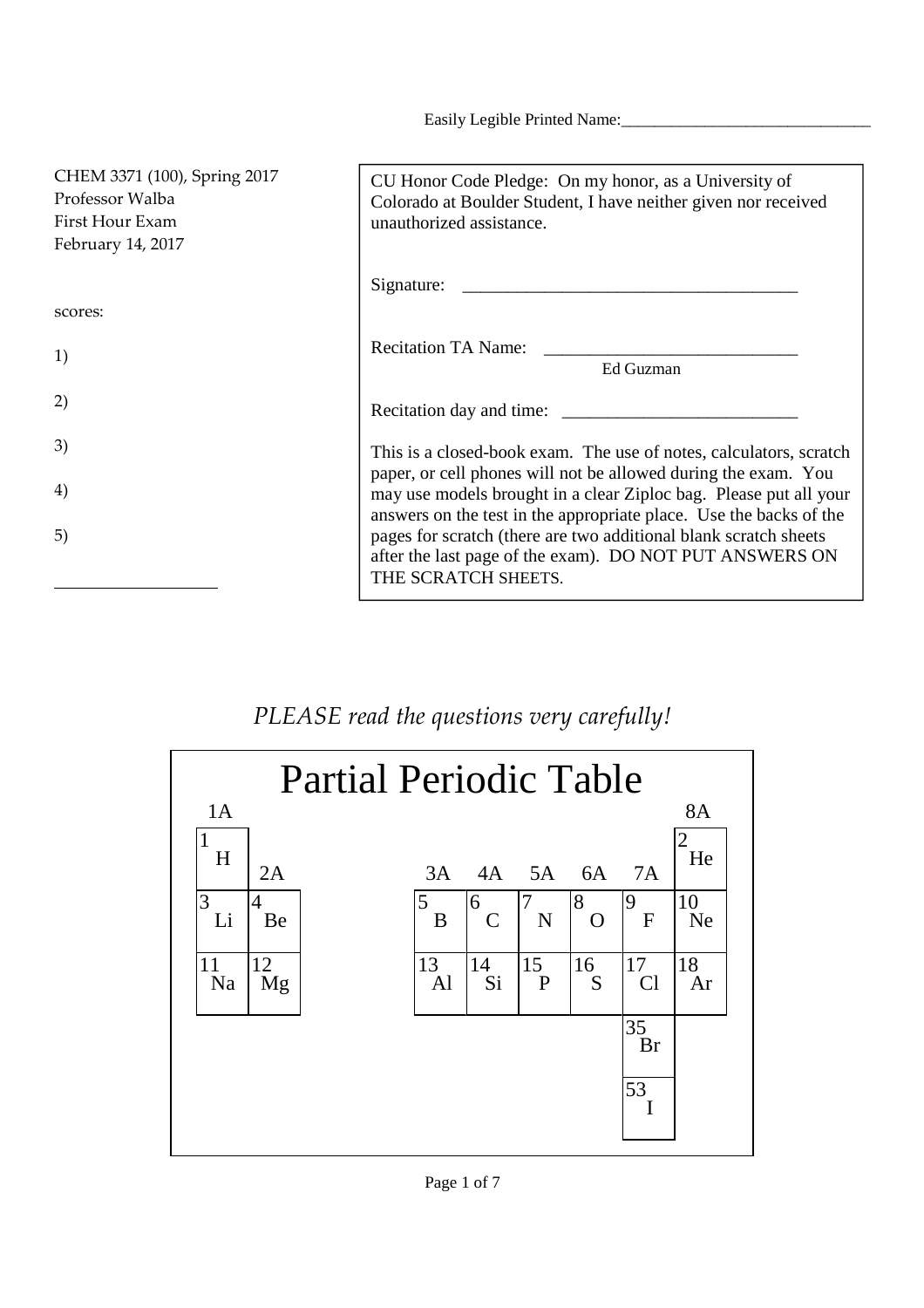Easily Legible Printed Name:_______________________________

CHEM 3371 (100), Spring 2017
Professor Walba
First Hour Exam
February 14, 2017

scores:

1)

2)

3)

4)

5)

___________________

CU Honor Code Pledge: On my honor, as a University of Colorado at Boulder Student, I have neither given nor received unauthorized assistance.

Signature: _______________________________________

Recitation TA Name: _____________________________
Ed Guzman

Recitation day and time: ___________________________

This is a closed-book exam. The use of notes, calculators, scratch paper, or cell phones will not be allowed during the exam. You may use models brought in a clear Ziploc bag. Please put all your answers on the test in the appropriate place. Use the backs of the pages for scratch (there are two additional blank scratch sheets after the last page of the exam). DO NOT PUT ANSWERS ON THE SCRATCH SHEETS.

*PLEASE read the questions very carefully!*

## Partial Periodic Table

| 1A | | | | | | | 8A |
|---|---|---|---|---|---|---|---|
| 1 H | 2A | 3A | 4A | 5A | 6A | 7A | 2 He |
| 3 Li | 4 Be | 5 B | 6 C | 7 N | 8 O | 9 F | 10 Ne |
| 11 Na | 12 Mg | 13 Al | 14 Si | 15 P | 16 S | 17 Cl | 18 Ar |
| | | | | | | 35 Br | |
| | | | | | | 53 I | |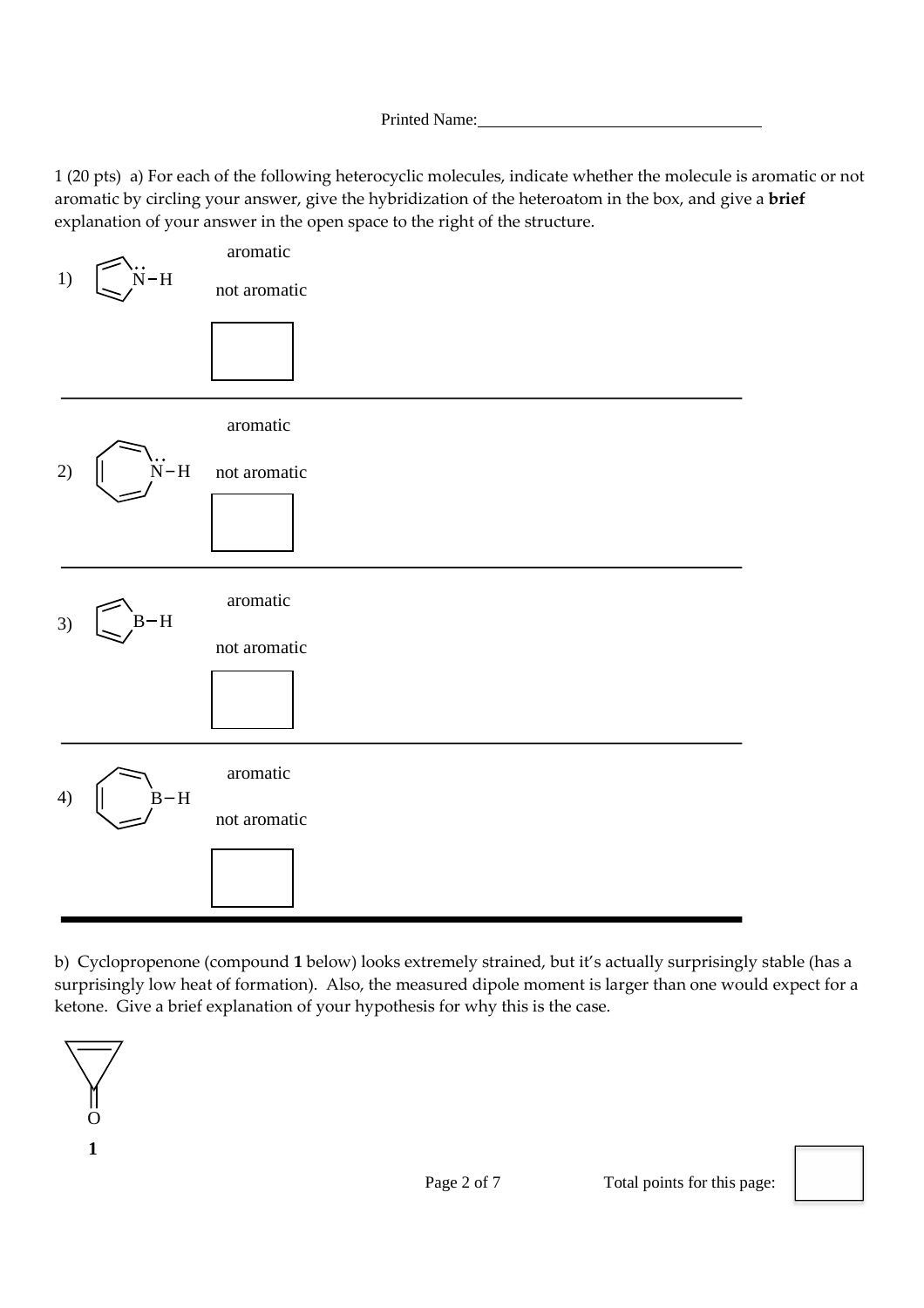Printed Name:\_\_\_\_\_\_\_\_\_\_\_\_\_\_\_\_\_\_\_\_\_\_\_\_\_\_\_\_\_\_\_\_\_\_

1 (20 pts) a) For each of the following heterocyclic molecules, indicate whether the molecule is aromatic or not aromatic by circling your answer, give the hybridization of the heteroatom in the box, and give a **brief** explanation of your answer in the open space to the right of the structure.

1) N–H

aromatic

not aromatic

---

2) N–H

aromatic

not aromatic

---

3) B–H

aromatic

not aromatic

---

4) B–H

aromatic

not aromatic

---

b) Cyclopropenone (compound **1** below) looks extremely strained, but it's actually surprisingly stable (has a surprisingly low heat of formation). Also, the measured dipole moment is larger than one would expect for a ketone. Give a brief explanation of your hypothesis for why this is the case.

O

**1**

Total points for this page: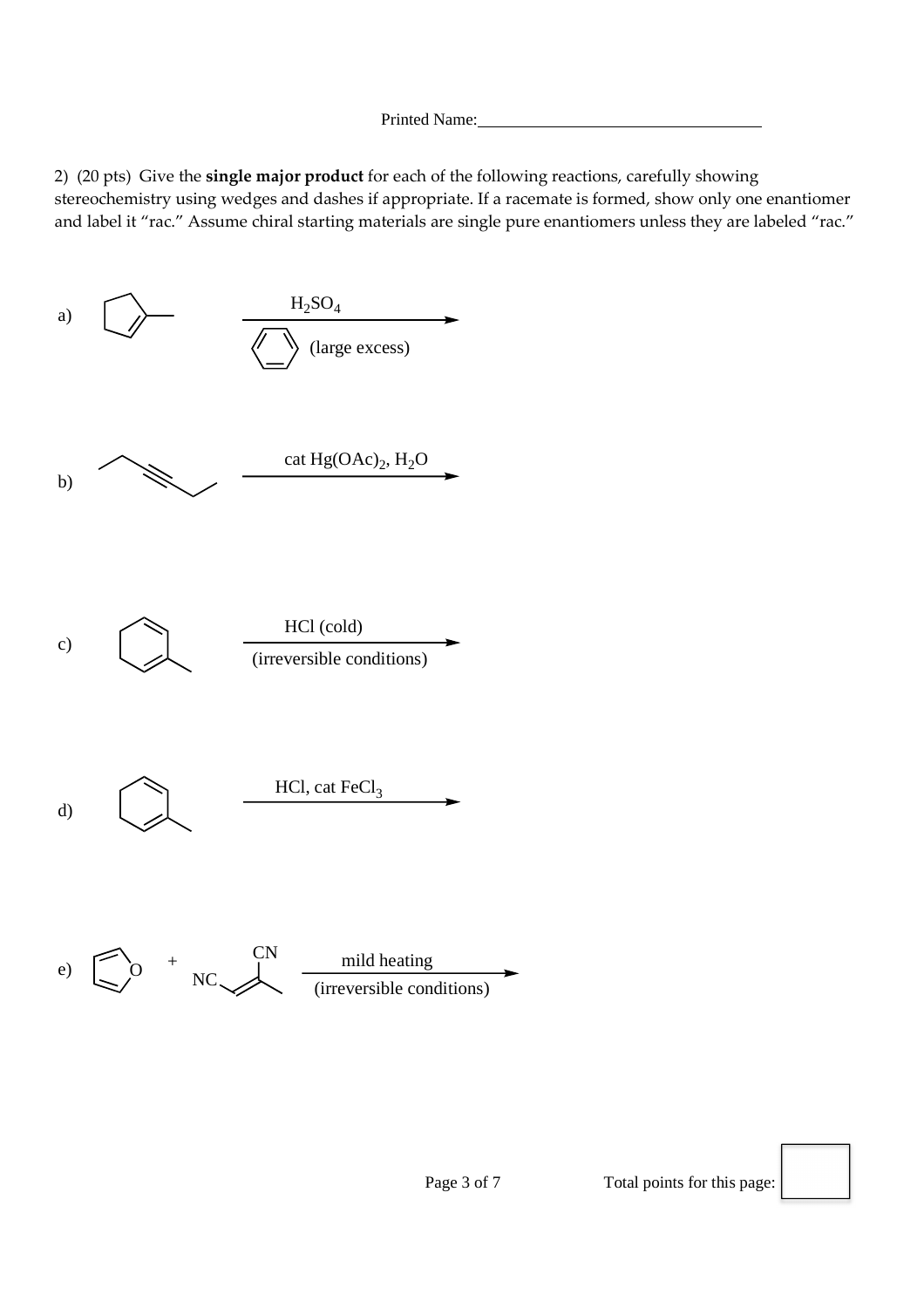Printed Name:_______________________________

2) (20 pts) Give the **single major product** for each of the following reactions, carefully showing stereochemistry using wedges and dashes if appropriate. If a racemate is formed, show only one enantiomer and label it "rac." Assume chiral starting materials are single pure enantiomers unless they are labeled "rac."

a) $H_2SO_4$, benzene (large excess)

b) cat $Hg(OAc)_2$, $H_2O$

c) HCl (cold) (irreversible conditions)

d) HCl, cat $FeCl_3$

e) + NC, CN — mild heating (irreversible conditions)

Total points for this page: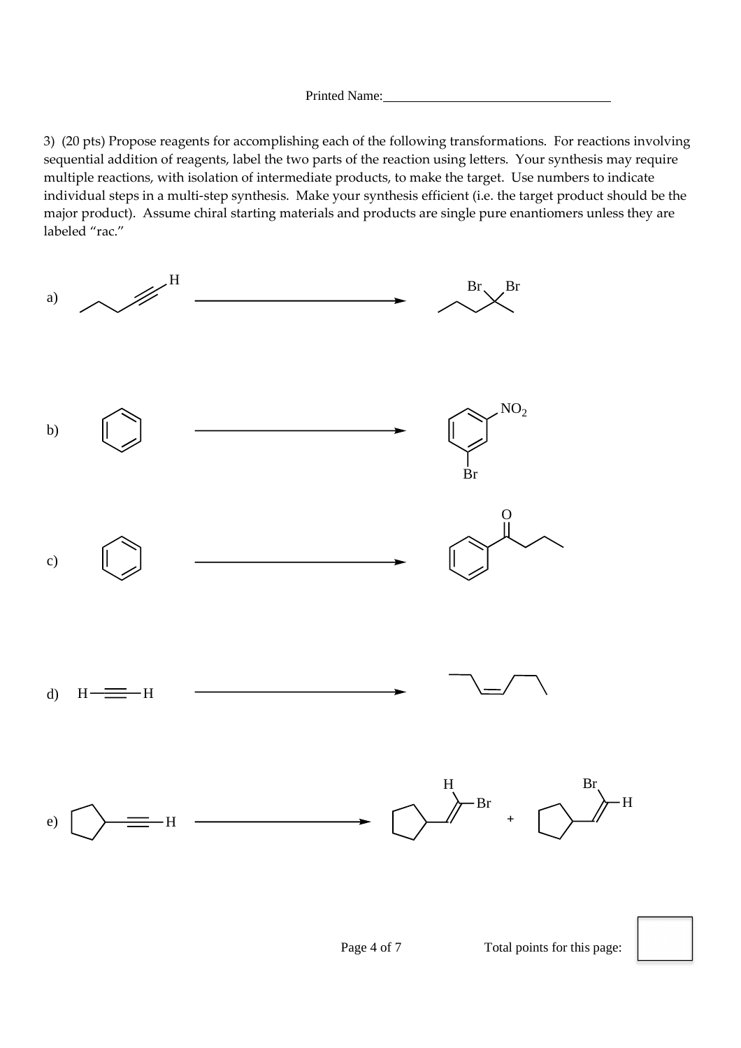Printed Name:___________________________________

3) (20 pts) Propose reagents for accomplishing each of the following transformations. For reactions involving sequential addition of reagents, label the two parts of the reaction using letters. Your synthesis may require multiple reactions, with isolation of intermediate products, to make the target. Use numbers to indicate individual steps in a multi-step synthesis. Make your synthesis efficient (i.e. the target product should be the major product). Assume chiral starting materials and products are single pure enantiomers unless they are labeled "rac."

a) H ⟶ Br Br

b) ⟶ $NO_2$ Br

c) ⟶ O

d) H—≡—H ⟶

e) ≡—H ⟶ H Br + Br H

Total points for this page: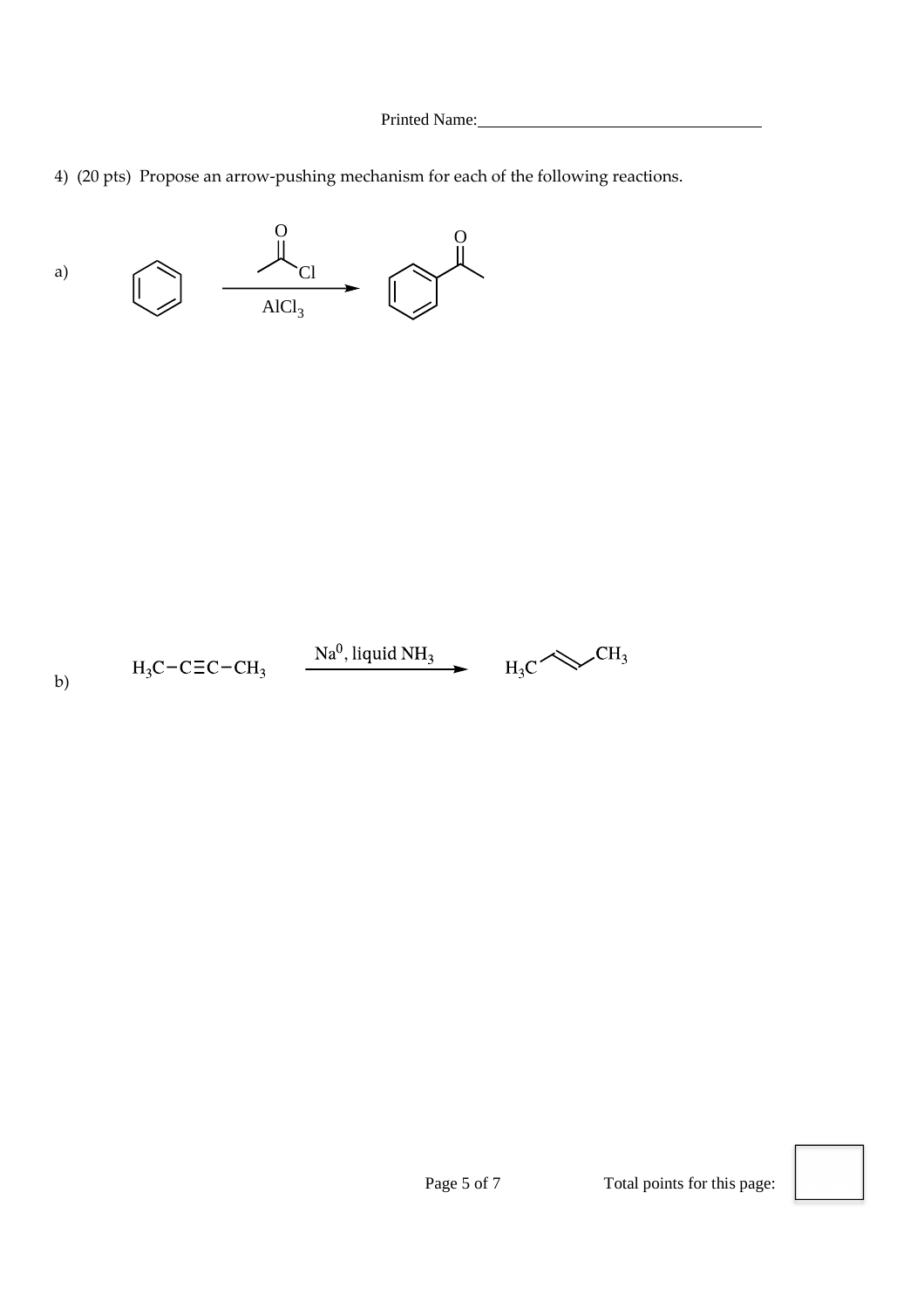Printed Name:________________________________

4) (20 pts) Propose an arrow-pushing mechanism for each of the following reactions.

a) Benzene $\xrightarrow[AlCl_3]{CH_3COCl}$ acetophenone

b) $H_3C-C\equiv C-CH_3$ $\xrightarrow{Na^0\text{, liquid } NH_3}$ $H_3C-CH=CH-CH_3$ (trans)

Total points for this page: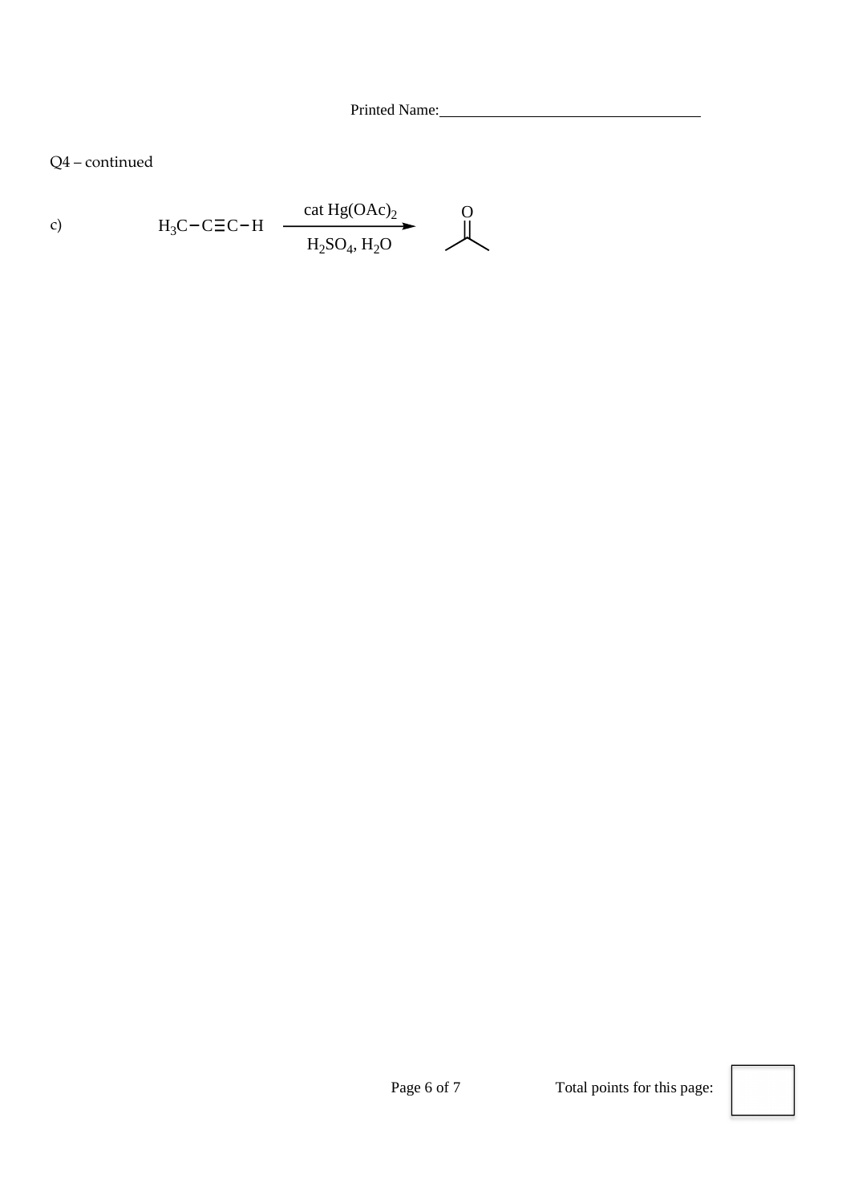Printed Name:________________________________

Q4 – continued

c) $H_3C-C\equiv C-H$ $\xrightarrow[H_2SO_4,\ H_2O]{\text{cat } Hg(OAc)_2}$ (acetone, $CH_3COCH_3$)

Total points for this page: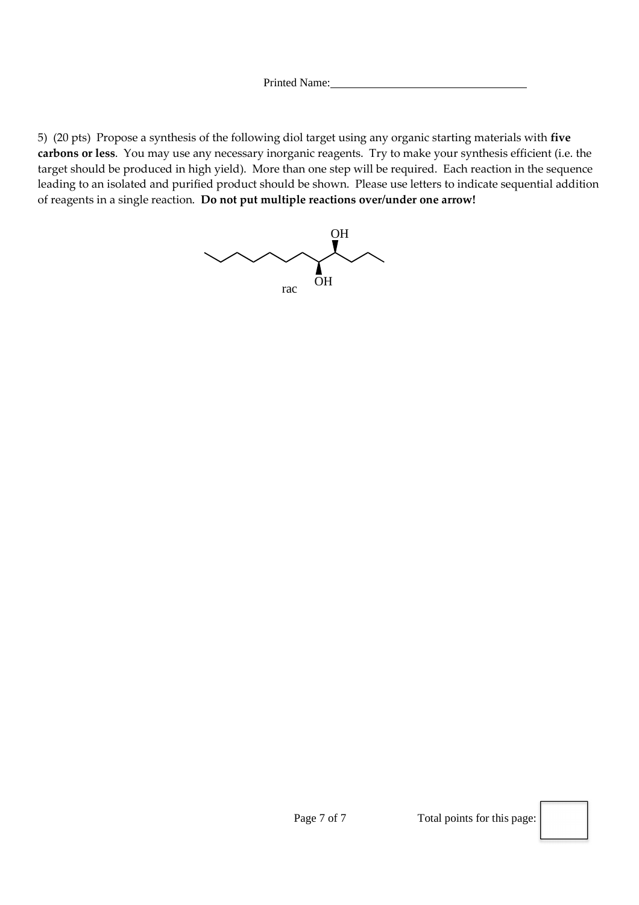Printed Name:\_\_\_\_\_\_\_\_\_\_\_\_\_\_\_\_\_\_\_\_\_\_\_\_\_\_\_\_\_\_\_\_

5) (20 pts) Propose a synthesis of the following diol target using any organic starting materials with **five carbons or less**. You may use any necessary inorganic reagents. Try to make your synthesis efficient (i.e. the target should be produced in high yield). More than one step will be required. Each reaction in the sequence leading to an isolated and purified product should be shown. Please use letters to indicate sequential addition of reagents in a single reaction. **Do not put multiple reactions over/under one arrow!**

OH

OH

rac

Total points for this page: